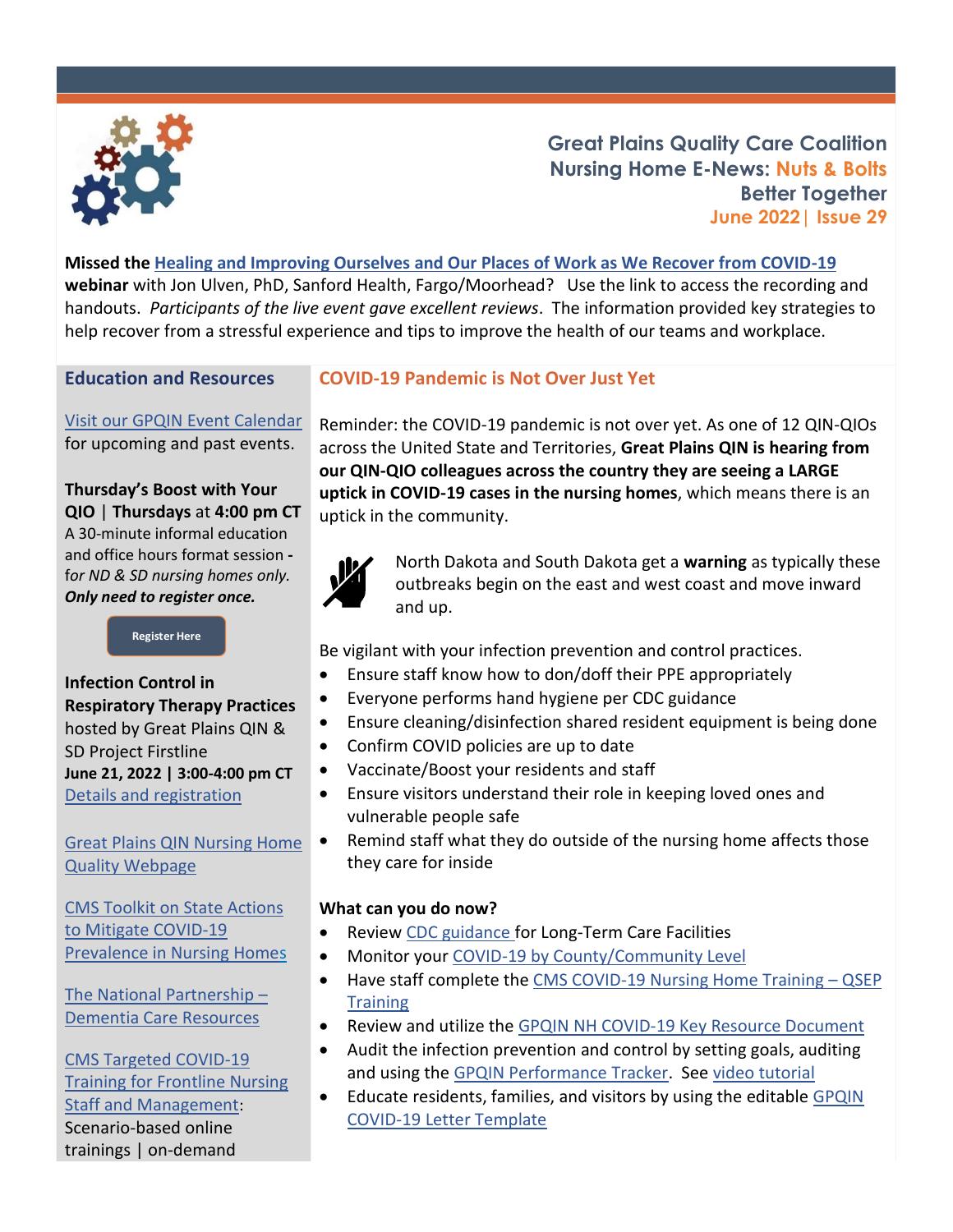# Great Plains Quality Care Coalition
## Nursing Home E-News: Nuts & Bolts
**Better Together**
**June 2022 | Issue 29**

**Missed the** Healing and Improving Ourselves and Our Places of Work as We Recover from COVID-19 **webinar** with Jon Ulven, PhD, Sanford Health, Fargo/Moorhead? Use the link to access the recording and handouts. *Participants of the live event gave excellent reviews*. The information provided key strategies to help recover from a stressful experience and tips to improve the health of our teams and workplace.

## Education and Resources

Visit our GPQIN Event Calendar for upcoming and past events.

**Thursday's Boost with Your QIO | Thursdays** at **4:00 pm CT**
A 30-minute informal education and office hours format session **-** *for ND & SD nursing homes only.* ***Only need to register once.***

Register Here

**Infection Control in Respiratory Therapy Practices** hosted by Great Plains QIN & SD Project Firstline
**June 21, 2022 | 3:00-4:00 pm CT**
Details and registration

Great Plains QIN Nursing Home Quality Webpage

CMS Toolkit on State Actions to Mitigate COVID-19 Prevalence in Nursing Homes

The National Partnership – Dementia Care Resources

CMS Targeted COVID-19 Training for Frontline Nursing Staff and Management: Scenario-based online trainings | on-demand

## COVID-19 Pandemic is Not Over Just Yet

Reminder: the COVID-19 pandemic is not over yet. As one of 12 QIN-QIOs across the United State and Territories, **Great Plains QIN is hearing from our QIN-QIO colleagues across the country they are seeing a LARGE uptick in COVID-19 cases in the nursing homes**, which means there is an uptick in the community.

North Dakota and South Dakota get a **warning** as typically these outbreaks begin on the east and west coast and move inward and up.

Be vigilant with your infection prevention and control practices.

- Ensure staff know how to don/doff their PPE appropriately
- Everyone performs hand hygiene per CDC guidance
- Ensure cleaning/disinfection shared resident equipment is being done
- Confirm COVID policies are up to date
- Vaccinate/Boost your residents and staff
- Ensure visitors understand their role in keeping loved ones and vulnerable people safe
- Remind staff what they do outside of the nursing home affects those they care for inside

**What can you do now?**

- Review CDC guidance for Long-Term Care Facilities
- Monitor your COVID-19 by County/Community Level
- Have staff complete the CMS COVID-19 Nursing Home Training – QSEP Training
- Review and utilize the GPQIN NH COVID-19 Key Resource Document
- Audit the infection prevention and control by setting goals, auditing and using the GPQIN Performance Tracker. See video tutorial
- Educate residents, families, and visitors by using the editable GPQIN COVID-19 Letter Template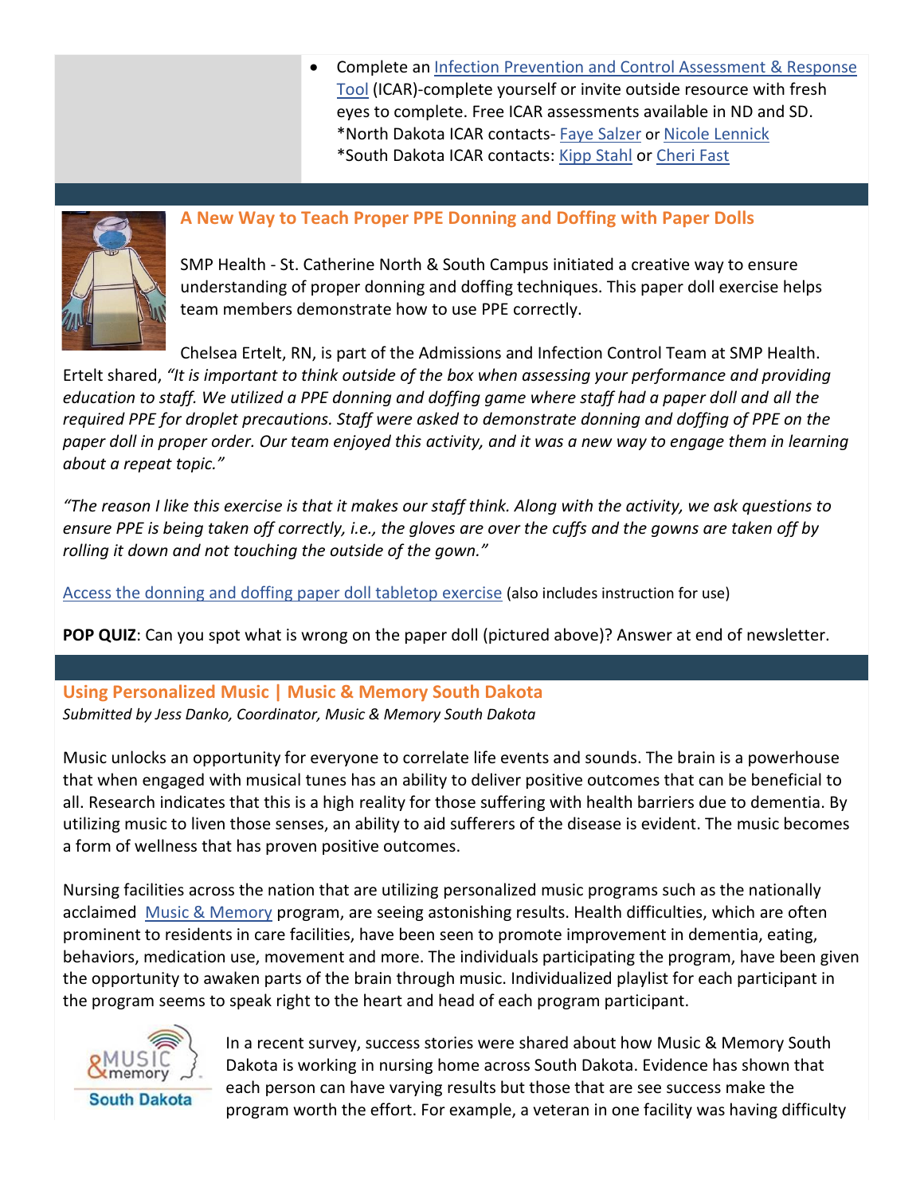- Complete an Infection Prevention and Control Assessment & Response Tool (ICAR)-complete yourself or invite outside resource with fresh eyes to complete. Free ICAR assessments available in ND and SD.
  *North Dakota ICAR contacts- Faye Salzer or Nicole Lennick
  *South Dakota ICAR contacts: Kipp Stahl or Cheri Fast

## A New Way to Teach Proper PPE Donning and Doffing with Paper Dolls

SMP Health - St. Catherine North & South Campus initiated a creative way to ensure understanding of proper donning and doffing techniques. This paper doll exercise helps team members demonstrate how to use PPE correctly.

Chelsea Ertelt, RN, is part of the Admissions and Infection Control Team at SMP Health. Ertelt shared, *"It is important to think outside of the box when assessing your performance and providing education to staff. We utilized a PPE donning and doffing game where staff had a paper doll and all the required PPE for droplet precautions. Staff were asked to demonstrate donning and doffing of PPE on the paper doll in proper order. Our team enjoyed this activity, and it was a new way to engage them in learning about a repeat topic."*

*"The reason I like this exercise is that it makes our staff think. Along with the activity, we ask questions to ensure PPE is being taken off correctly, i.e., the gloves are over the cuffs and the gowns are taken off by rolling it down and not touching the outside of the gown."*

Access the donning and doffing paper doll tabletop exercise (also includes instruction for use)

**POP QUIZ**: Can you spot what is wrong on the paper doll (pictured above)? Answer at end of newsletter.

## Using Personalized Music | Music & Memory South Dakota

*Submitted by Jess Danko, Coordinator, Music & Memory South Dakota*

Music unlocks an opportunity for everyone to correlate life events and sounds. The brain is a powerhouse that when engaged with musical tunes has an ability to deliver positive outcomes that can be beneficial to all. Research indicates that this is a high reality for those suffering with health barriers due to dementia. By utilizing music to liven those senses, an ability to aid sufferers of the disease is evident. The music becomes a form of wellness that has proven positive outcomes.

Nursing facilities across the nation that are utilizing personalized music programs such as the nationally acclaimed Music & Memory program, are seeing astonishing results. Health difficulties, which are often prominent to residents in care facilities, have been seen to promote improvement in dementia, eating, behaviors, medication use, movement and more. The individuals participating the program, have been given the opportunity to awaken parts of the brain through music. Individualized playlist for each participant in the program seems to speak right to the heart and head of each program participant.

In a recent survey, success stories were shared about how Music & Memory South Dakota is working in nursing home across South Dakota. Evidence has shown that each person can have varying results but those that are see success make the program worth the effort. For example, a veteran in one facility was having difficulty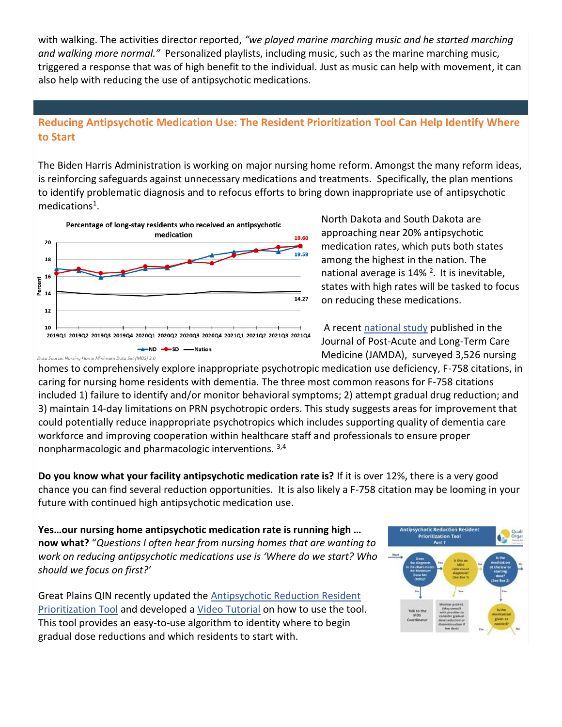with walking. The activities director reported, *"we played marine marching music and he started marching and walking more normal."* Personalized playlists, including music, such as the marine marching music, triggered a response that was of high benefit to the individual. Just as music can help with movement, it can also help with reducing the use of antipsychotic medications.

## Reducing Antipsychotic Medication Use: The Resident Prioritization Tool Can Help Identify Where to Start

The Biden Harris Administration is working on major nursing home reform. Amongst the many reform ideas, is reinforcing safeguards against unnecessary medications and treatments. Specifically, the plan mentions to identify problematic diagnosis and to refocus efforts to bring down inappropriate use of antipsychotic medications[1].

North Dakota and South Dakota are approaching near 20% antipsychotic medication rates, which puts both states among the highest in the nation. The national average is 14% [2]. It is inevitable, states with high rates will be tasked to focus on reducing these medications.

A recent national study published in the Journal of Post-Acute and Long-Term Care Medicine (JAMDA), surveyed 3,526 nursing homes to comprehensively explore inappropriate psychotropic medication use deficiency, F-758 citations, in caring for nursing home residents with dementia. The three most common reasons for F-758 citations included 1) failure to identify and/or monitor behavioral symptoms; 2) attempt gradual drug reduction; and 3) maintain 14-day limitations on PRN psychotropic orders. This study suggests areas for improvement that could potentially reduce inappropriate psychotropics which includes supporting quality of dementia care workforce and improving cooperation within healthcare staff and professionals to ensure proper nonpharmacologic and pharmacologic interventions. [3,4]

**Do you know what your facility antipsychotic medication rate is?** If it is over 12%, there is a very good chance you can find several reduction opportunities. It is also likely a F-758 citation may be looming in your future with continued high antipsychotic medication use.

**Yes…our nursing home antipsychotic medication rate is running high … now what?** "*Questions I often hear from nursing homes that are wanting to work on reducing antipsychotic medications use is 'Where do we start? Who should we focus on first?'*

Great Plains QIN recently updated the Antipsychotic Reduction Resident Prioritization Tool and developed a Video Tutorial on how to use the tool. This tool provides an easy-to-use algorithm to identity where to begin gradual dose reductions and which residents to start with.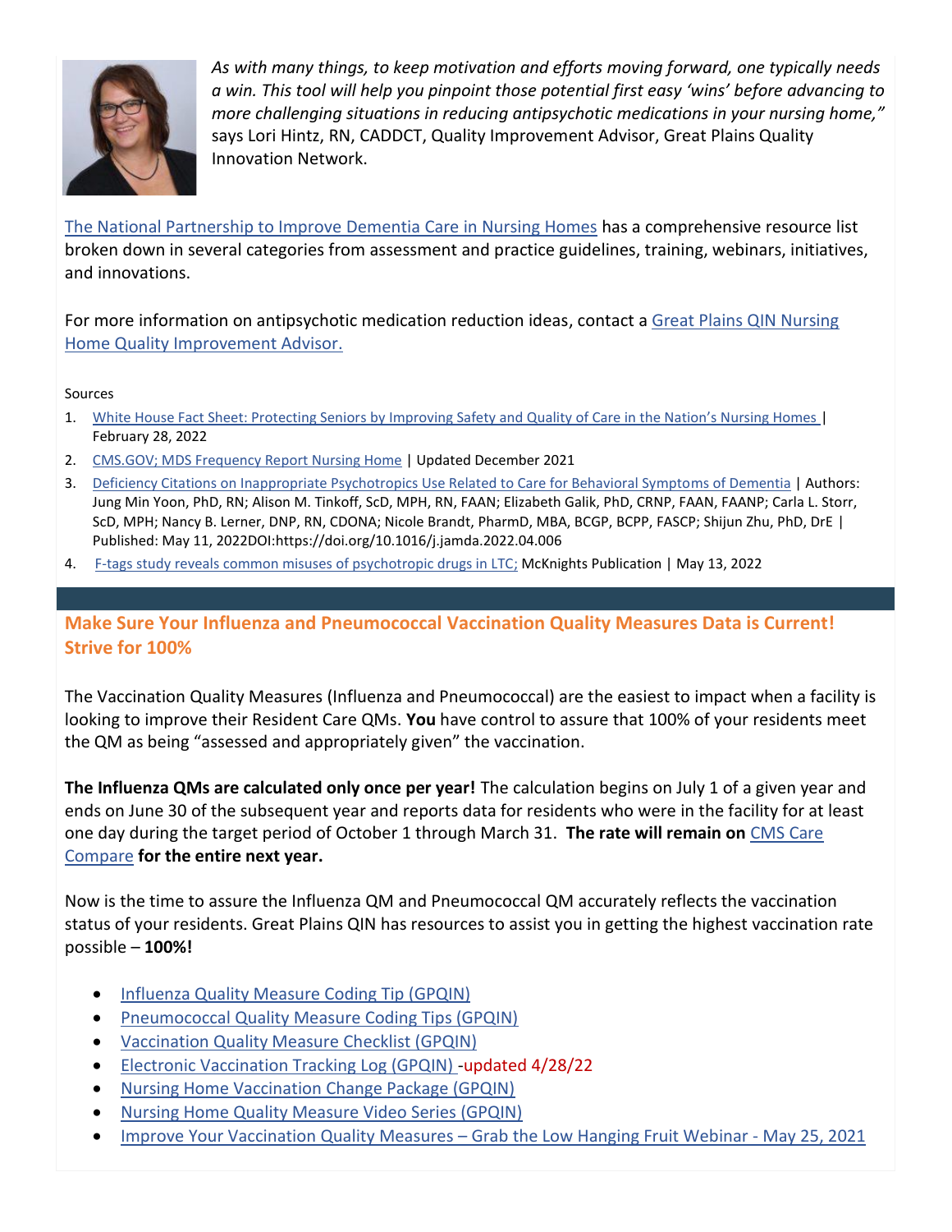*As with many things, to keep motivation and efforts moving forward, one typically needs a win. This tool will help you pinpoint those potential first easy 'wins' before advancing to more challenging situations in reducing antipsychotic medications in your nursing home,"* says Lori Hintz, RN, CADDCT, Quality Improvement Advisor, Great Plains Quality Innovation Network.

The National Partnership to Improve Dementia Care in Nursing Homes has a comprehensive resource list broken down in several categories from assessment and practice guidelines, training, webinars, initiatives, and innovations.

For more information on antipsychotic medication reduction ideas, contact a Great Plains QIN Nursing Home Quality Improvement Advisor.

Sources

1. White House Fact Sheet: Protecting Seniors by Improving Safety and Quality of Care in the Nation's Nursing Homes | February 28, 2022
2. CMS.GOV; MDS Frequency Report Nursing Home | Updated December 2021
3. Deficiency Citations on Inappropriate Psychotropics Use Related to Care for Behavioral Symptoms of Dementia | Authors: Jung Min Yoon, PhD, RN; Alison M. Tinkoff, ScD, MPH, RN, FAAN; Elizabeth Galik, PhD, CRNP, FAAN, FAANP; Carla L. Storr, ScD, MPH; Nancy B. Lerner, DNP, RN, CDONA; Nicole Brandt, PharmD, MBA, BCGP, BCPP, FASCP; Shijun Zhu, PhD, DrE | Published: May 11, 2022DOI:https://doi.org/10.1016/j.jamda.2022.04.006
4. F-tags study reveals common misuses of psychotropic drugs in LTC; McKnights Publication | May 13, 2022

## Make Sure Your Influenza and Pneumococcal Vaccination Quality Measures Data is Current! Strive for 100%

The Vaccination Quality Measures (Influenza and Pneumococcal) are the easiest to impact when a facility is looking to improve their Resident Care QMs. **You** have control to assure that 100% of your residents meet the QM as being "assessed and appropriately given" the vaccination.

**The Influenza QMs are calculated only once per year!** The calculation begins on July 1 of a given year and ends on June 30 of the subsequent year and reports data for residents who were in the facility for at least one day during the target period of October 1 through March 31. **The rate will remain on** CMS Care Compare **for the entire next year.**

Now is the time to assure the Influenza QM and Pneumococcal QM accurately reflects the vaccination status of your residents. Great Plains QIN has resources to assist you in getting the highest vaccination rate possible – **100%!**

- Influenza Quality Measure Coding Tip (GPQIN)
- Pneumococcal Quality Measure Coding Tips (GPQIN)
- Vaccination Quality Measure Checklist (GPQIN)
- Electronic Vaccination Tracking Log (GPQIN) -updated 4/28/22
- Nursing Home Vaccination Change Package (GPQIN)
- Nursing Home Quality Measure Video Series (GPQIN)
- Improve Your Vaccination Quality Measures – Grab the Low Hanging Fruit Webinar - May 25, 2021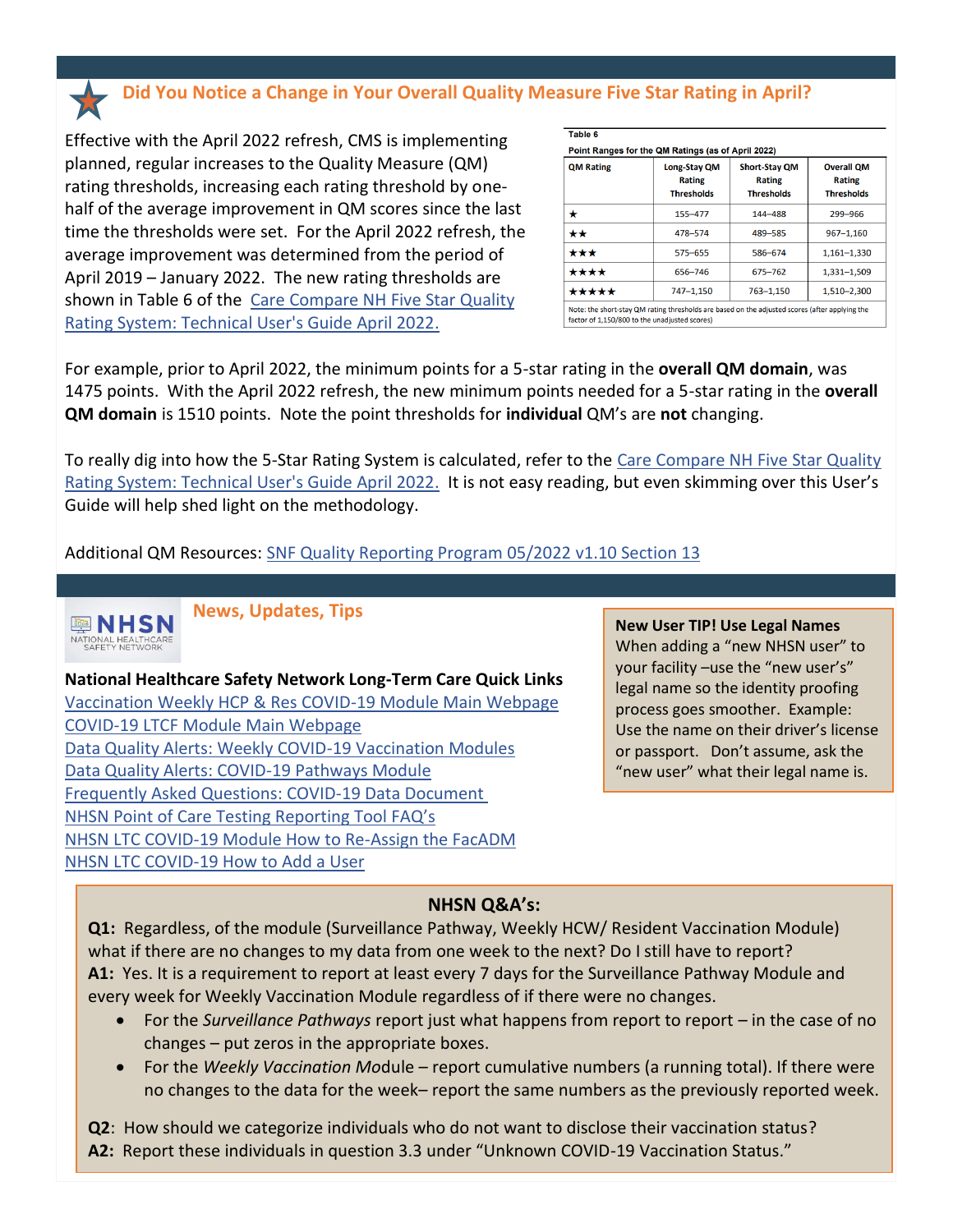## Did You Notice a Change in Your Overall Quality Measure Five Star Rating in April?

Effective with the April 2022 refresh, CMS is implementing planned, regular increases to the Quality Measure (QM) rating thresholds, increasing each rating threshold by one-half of the average improvement in QM scores since the last time the thresholds were set. For the April 2022 refresh, the average improvement was determined from the period of April 2019 – January 2022. The new rating thresholds are shown in Table 6 of the Care Compare NH Five Star Quality Rating System: Technical User's Guide April 2022.

**Table 6**

**Point Ranges for the QM Ratings (as of April 2022)**

| QM Rating | Long-Stay QM Rating Thresholds | Short-Stay QM Rating Thresholds | Overall QM Rating Thresholds |
|---|---|---|---|
| ★ | 155–477 | 144–488 | 299–966 |
| ★★ | 478–574 | 489–585 | 967–1,160 |
| ★★★ | 575–655 | 586–674 | 1,161–1,330 |
| ★★★★ | 656–746 | 675–762 | 1,331–1,509 |
| ★★★★★ | 747–1,150 | 763–1,150 | 1,510–2,300 |

Note: the short-stay QM rating thresholds are based on the adjusted scores (after applying the factor of 1,150/800 to the unadjusted scores)

For example, prior to April 2022, the minimum points for a 5-star rating in the **overall QM domain**, was 1475 points. With the April 2022 refresh, the new minimum points needed for a 5-star rating in the **overall QM domain** is 1510 points. Note the point thresholds for **individual** QM's are **not** changing.

To really dig into how the 5-Star Rating System is calculated, refer to the Care Compare NH Five Star Quality Rating System: Technical User's Guide April 2022. It is not easy reading, but even skimming over this User's Guide will help shed light on the methodology.

Additional QM Resources: SNF Quality Reporting Program 05/2022 v1.10 Section 13

## News, Updates, Tips

**National Healthcare Safety Network Long-Term Care Quick Links**

- Vaccination Weekly HCP & Res COVID-19 Module Main Webpage
- COVID-19 LTCF Module Main Webpage
- Data Quality Alerts: Weekly COVID-19 Vaccination Modules
- Data Quality Alerts: COVID-19 Pathways Module
- Frequently Asked Questions: COVID-19 Data Document
- NHSN Point of Care Testing Reporting Tool FAQ's
- NHSN LTC COVID-19 Module How to Re-Assign the FacADM
- NHSN LTC COVID-19 How to Add a User

**New User TIP! Use Legal Names**
When adding a "new NHSN user" to your facility –use the "new user's" legal name so the identity proofing process goes smoother. Example: Use the name on their driver's license or passport. Don't assume, ask the "new user" what their legal name is.

### NHSN Q&A's:

**Q1:** Regardless, of the module (Surveillance Pathway, Weekly HCW/ Resident Vaccination Module) what if there are no changes to my data from one week to the next? Do I still have to report?

**A1:** Yes. It is a requirement to report at least every 7 days for the Surveillance Pathway Module and every week for Weekly Vaccination Module regardless of if there were no changes.

- For the *Surveillance Pathways* report just what happens from report to report – in the case of no changes – put zeros in the appropriate boxes.
- For the *Weekly Vaccination Mo*dule – report cumulative numbers (a running total). If there were no changes to the data for the week– report the same numbers as the previously reported week.

**Q2**: How should we categorize individuals who do not want to disclose their vaccination status?

**A2:** Report these individuals in question 3.3 under "Unknown COVID-19 Vaccination Status."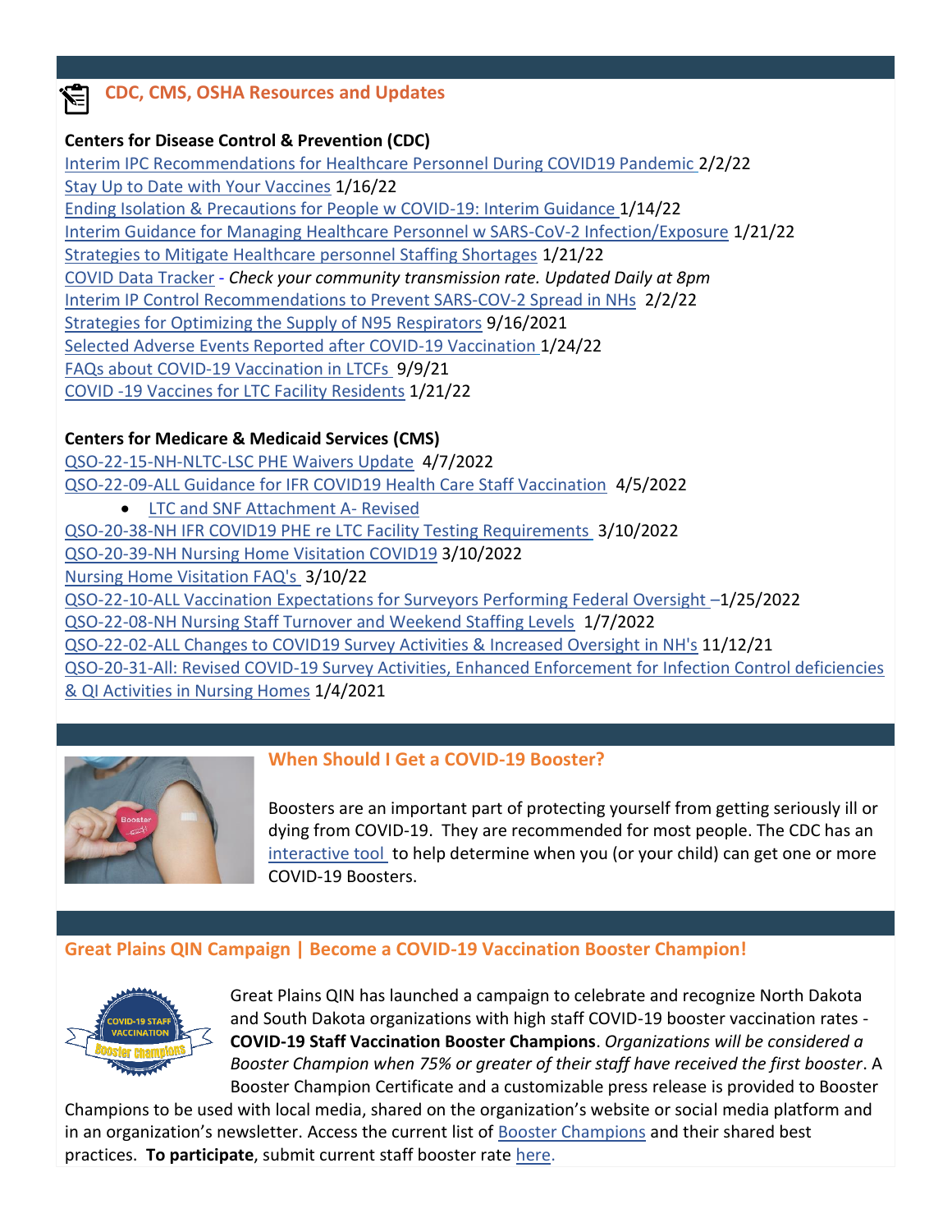## CDC, CMS, OSHA Resources and Updates

**Centers for Disease Control & Prevention (CDC)**

Interim IPC Recommendations for Healthcare Personnel During COVID19 Pandemic 2/2/22
Stay Up to Date with Your Vaccines 1/16/22
Ending Isolation & Precautions for People w COVID-19: Interim Guidance 1/14/22
Interim Guidance for Managing Healthcare Personnel w SARS-CoV-2 Infection/Exposure 1/21/22
Strategies to Mitigate Healthcare personnel Staffing Shortages 1/21/22
COVID Data Tracker - *Check your community transmission rate. Updated Daily at 8pm*
Interim IP Control Recommendations to Prevent SARS-COV-2 Spread in NHs 2/2/22
Strategies for Optimizing the Supply of N95 Respirators 9/16/2021
Selected Adverse Events Reported after COVID-19 Vaccination 1/24/22
FAQs about COVID-19 Vaccination in LTCFs 9/9/21
COVID -19 Vaccines for LTC Facility Residents 1/21/22

**Centers for Medicare & Medicaid Services (CMS)**

QSO-22-15-NH-NLTC-LSC PHE Waivers Update 4/7/2022
QSO-22-09-ALL Guidance for IFR COVID19 Health Care Staff Vaccination 4/5/2022

- LTC and SNF Attachment A- Revised

QSO-20-38-NH IFR COVID19 PHE re LTC Facility Testing Requirements 3/10/2022
QSO-20-39-NH Nursing Home Visitation COVID19 3/10/2022
Nursing Home Visitation FAQ's 3/10/22
QSO-22-10-ALL Vaccination Expectations for Surveyors Performing Federal Oversight –1/25/2022
QSO-22-08-NH Nursing Staff Turnover and Weekend Staffing Levels 1/7/2022
QSO-22-02-ALL Changes to COVID19 Survey Activities & Increased Oversight in NH's 11/12/21
QSO-20-31-All: Revised COVID-19 Survey Activities, Enhanced Enforcement for Infection Control deficiencies & QI Activities in Nursing Homes 1/4/2021

## When Should I Get a COVID-19 Booster?

Boosters are an important part of protecting yourself from getting seriously ill or dying from COVID-19. They are recommended for most people. The CDC has an interactive tool to help determine when you (or your child) can get one or more COVID-19 Boosters.

## Great Plains QIN Campaign | Become a COVID-19 Vaccination Booster Champion!

Great Plains QIN has launched a campaign to celebrate and recognize North Dakota and South Dakota organizations with high staff COVID-19 booster vaccination rates - **COVID-19 Staff Vaccination Booster Champions**. *Organizations will be considered a Booster Champion when 75% or greater of their staff have received the first booster*. A Booster Champion Certificate and a customizable press release is provided to Booster Champions to be used with local media, shared on the organization's website or social media platform and in an organization's newsletter. Access the current list of Booster Champions and their shared best practices. **To participate**, submit current staff booster rate here.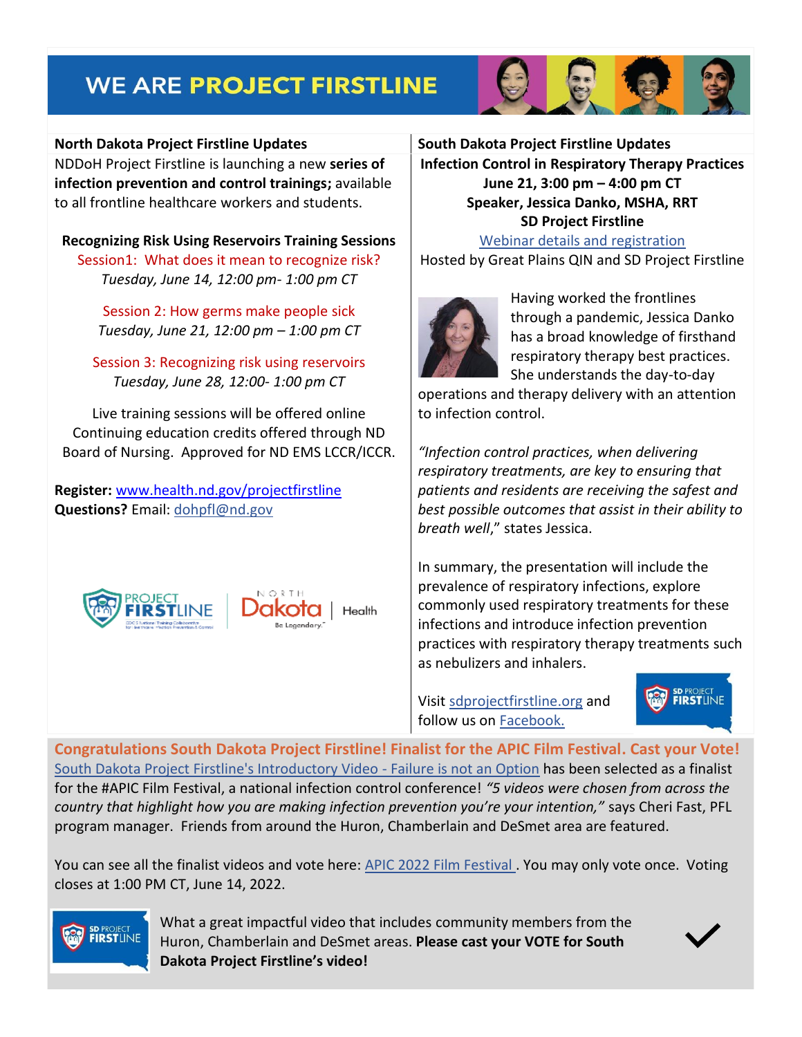# WE ARE PROJECT FIRSTLINE

**North Dakota Project Firstline Updates**

NDDoH Project Firstline is launching a new **series of infection prevention and control trainings;** available to all frontline healthcare workers and students.

**Recognizing Risk Using Reservoirs Training Sessions**

Session1: What does it mean to recognize risk?
*Tuesday, June 14, 12:00 pm- 1:00 pm CT*

Session 2: How germs make people sick
*Tuesday, June 21, 12:00 pm – 1:00 pm CT*

Session 3: Recognizing risk using reservoirs
*Tuesday, June 28, 12:00- 1:00 pm CT*

Live training sessions will be offered online
Continuing education credits offered through ND Board of Nursing. Approved for ND EMS LCCR/ICCR.

**Register:** www.health.nd.gov/projectfirstline
**Questions?** Email: dohpfl@nd.gov

**South Dakota Project Firstline Updates**

**Infection Control in Respiratory Therapy Practices**
**June 21, 3:00 pm – 4:00 pm CT**
**Speaker, Jessica Danko, MSHA, RRT**
**SD Project Firstline**
Webinar details and registration
Hosted by Great Plains QIN and SD Project Firstline

Having worked the frontlines through a pandemic, Jessica Danko has a broad knowledge of firsthand respiratory therapy best practices. She understands the day-to-day operations and therapy delivery with an attention to infection control.

*"Infection control practices, when delivering respiratory treatments, are key to ensuring that patients and residents are receiving the safest and best possible outcomes that assist in their ability to breath well*," states Jessica.

In summary, the presentation will include the prevalence of respiratory infections, explore commonly used respiratory treatments for these infections and introduce infection prevention practices with respiratory therapy treatments such as nebulizers and inhalers.

Visit sdprojectfirstline.org and follow us on Facebook.

**Congratulations South Dakota Project Firstline! Finalist for the APIC Film Festival. Cast your Vote!**

South Dakota Project Firstline's Introductory Video - Failure is not an Option has been selected as a finalist for the #APIC Film Festival, a national infection control conference! *"5 videos were chosen from across the country that highlight how you are making infection prevention you're your intention,"* says Cheri Fast, PFL program manager. Friends from around the Huron, Chamberlain and DeSmet area are featured.

You can see all the finalist videos and vote here: APIC 2022 Film Festival . You may only vote once. Voting closes at 1:00 PM CT, June 14, 2022.

What a great impactful video that includes community members from the Huron, Chamberlain and DeSmet areas. **Please cast your VOTE for South Dakota Project Firstline's video!**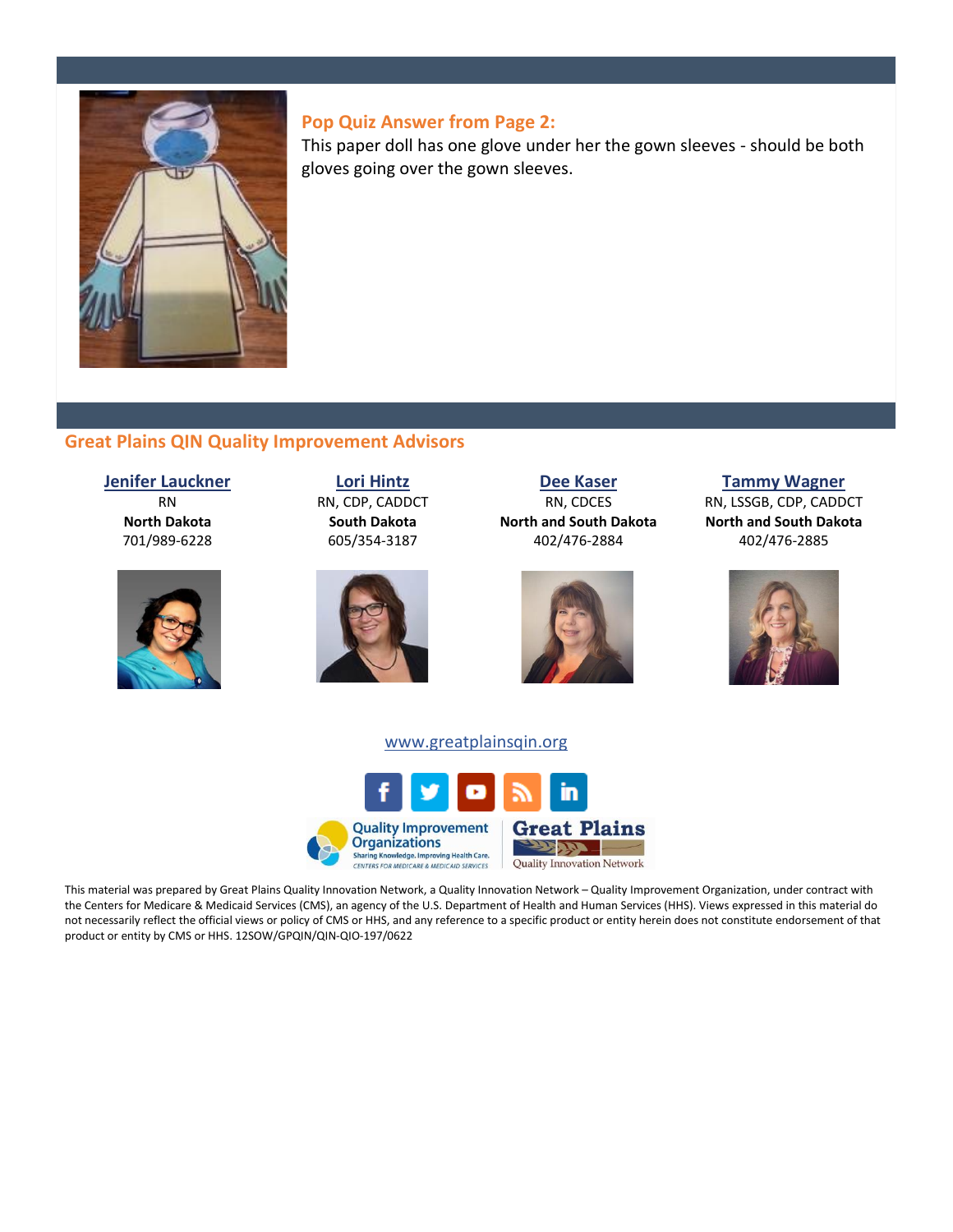## Pop Quiz Answer from Page 2:

This paper doll has one glove under her the gown sleeves - should be both gloves going over the gown sleeves.

## Great Plains QIN Quality Improvement Advisors

**Jenifer Lauckner**
RN
**North Dakota**
701/989-6228

**Lori Hintz**
RN, CDP, CADDCT
**South Dakota**
605/354-3187

**Dee Kaser**
RN, CDCES
**North and South Dakota**
402/476-2884

**Tammy Wagner**
RN, LSSGB, CDP, CADDCT
**North and South Dakota**
402/476-2885

www.greatplainsqin.org

Quality Improvement Organizations
Sharing Knowledge. Improving Health Care.
CENTERS FOR MEDICARE & MEDICAID SERVICES

Great Plains
Quality Innovation Network

This material was prepared by Great Plains Quality Innovation Network, a Quality Innovation Network – Quality Improvement Organization, under contract with the Centers for Medicare & Medicaid Services (CMS), an agency of the U.S. Department of Health and Human Services (HHS). Views expressed in this material do not necessarily reflect the official views or policy of CMS or HHS, and any reference to a specific product or entity herein does not constitute endorsement of that product or entity by CMS or HHS. 12SOW/GPQIN/QIN-QIO-197/0622